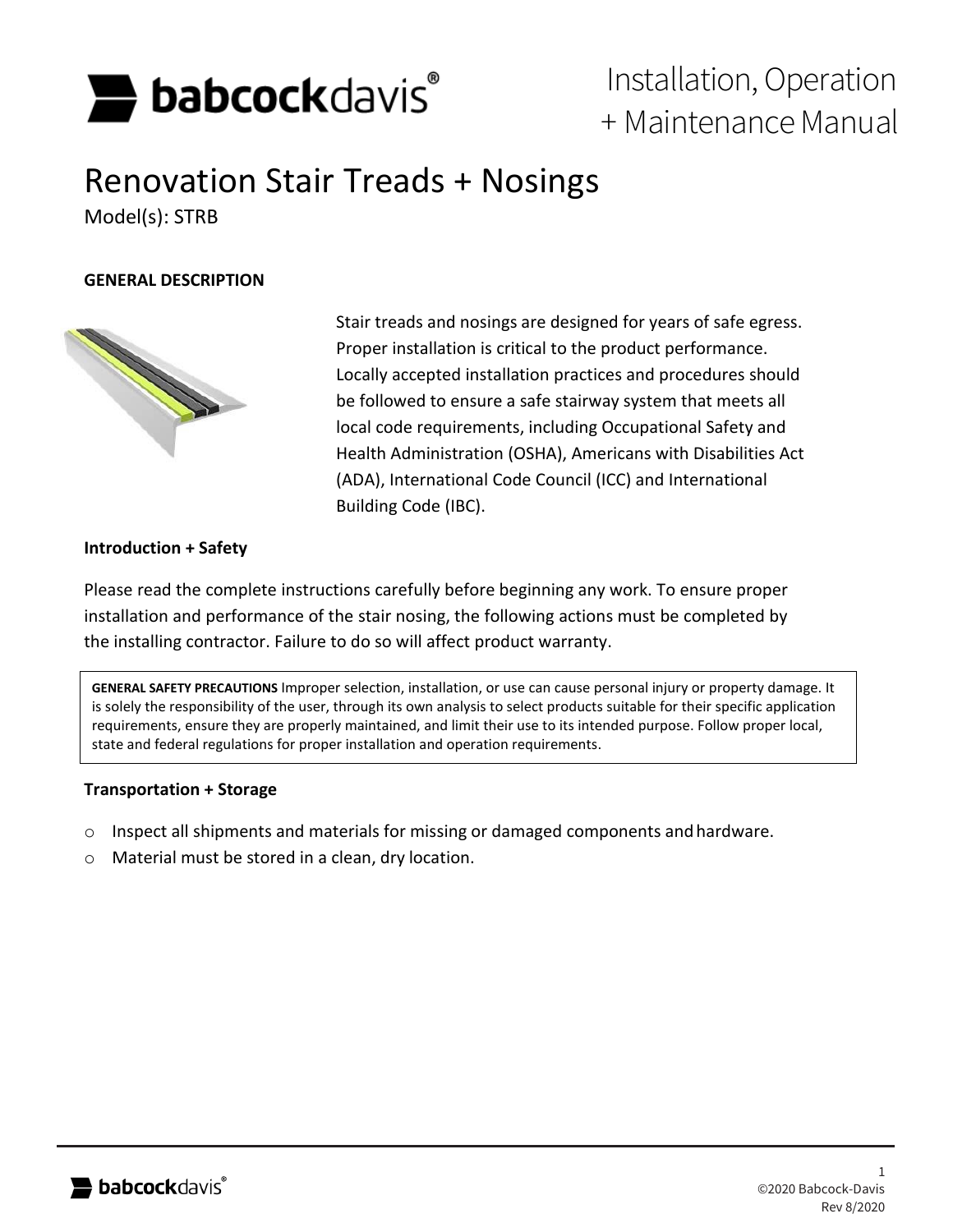# Installation, Operation + Maintenance Manual

# Renovation Stair Treads + Nosings

Model(s): STRB

## GENERAL DESCRIPTION

Stair treads and nosings are designed for years of safe egress. Proper installation is critical to the product performance. Locally accepted installation practices and procedures should be followed to ensure a safe stairway system that meets all local code requirements, including Occupational Safety and Health Administration (OSHA), Americans with Disabilities Act (ADA), International Code Council (ICC) and International Building Code (IBC).

### Introduction + Safety

Please read the complete instructions carefully before beginning any work. To ensure proper installation and performance of the stair nosing, the following actions must be completed by the installing contractor. Failure to do so will affect product warranty.

**GENERAL SAFETY PRECAUTIONS** Improper selection, installation, or use can cause personal injury or property damage. It is solely the responsibility of the user, through its own analysis to select products suitable for their specific application requirements, ensure they are properly maintained, and limit their use to its intended purpose. Follow proper local, state and federal regulations for proper installation and operation requirements.

### Transportation + Storage

- Inspect all shipments and materials for missing or damaged components and hardware.
- Material must be stored in a clean, dry location.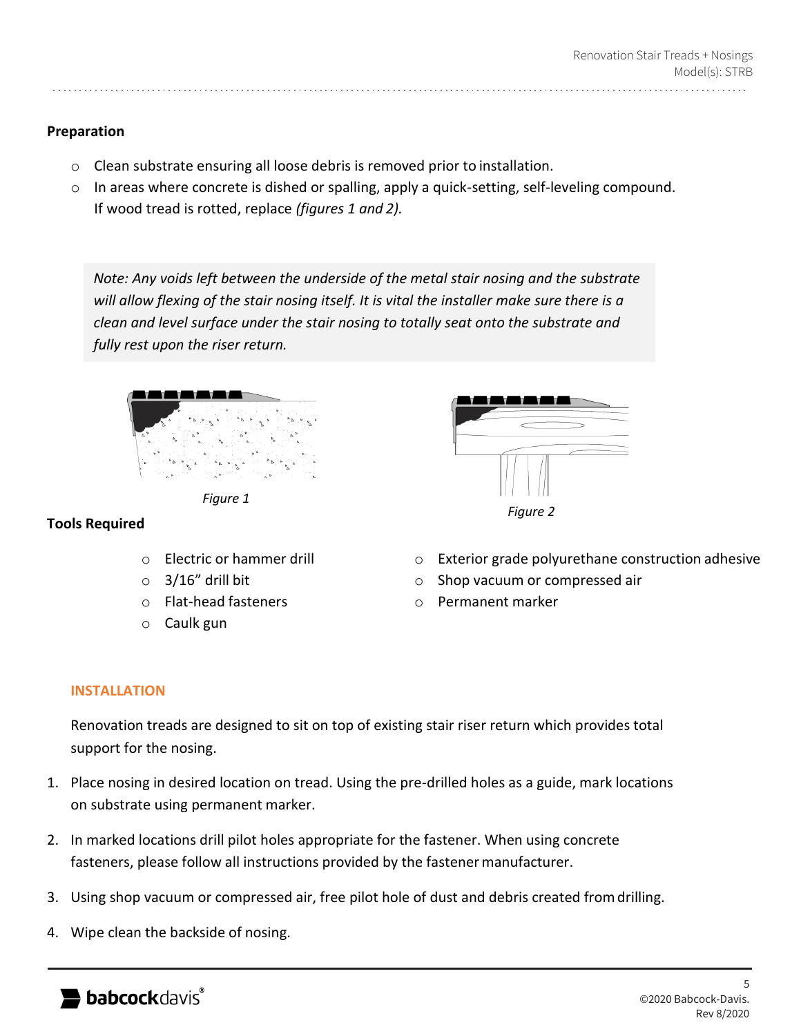## Preparation

- Clean substrate ensuring all loose debris is removed prior to installation.
- In areas where concrete is dished or spalling, apply a quick-setting, self-leveling compound. If wood tread is rotted, replace *(figures 1 and 2).*

> *Note: Any voids left between the underside of the metal stair nosing and the substrate will allow flexing of the stair nosing itself. It is vital the installer make sure there is a clean and level surface under the stair nosing to totally seat onto the substrate and fully rest upon the riser return.*

*Figure 1*

*Figure 2*

## Tools Required

- Electric or hammer drill
- 3/16" drill bit
- Flat-head fasteners
- Caulk gun
- Exterior grade polyurethane construction adhesive
- Shop vacuum or compressed air
- Permanent marker

## INSTALLATION

Renovation treads are designed to sit on top of existing stair riser return which provides total support for the nosing.

1. Place nosing in desired location on tread. Using the pre-drilled holes as a guide, mark locations on substrate using permanent marker.
2. In marked locations drill pilot holes appropriate for the fastener. When using concrete fasteners, please follow all instructions provided by the fastener manufacturer.
3. Using shop vacuum or compressed air, free pilot hole of dust and debris created from drilling.
4. Wipe clean the backside of nosing.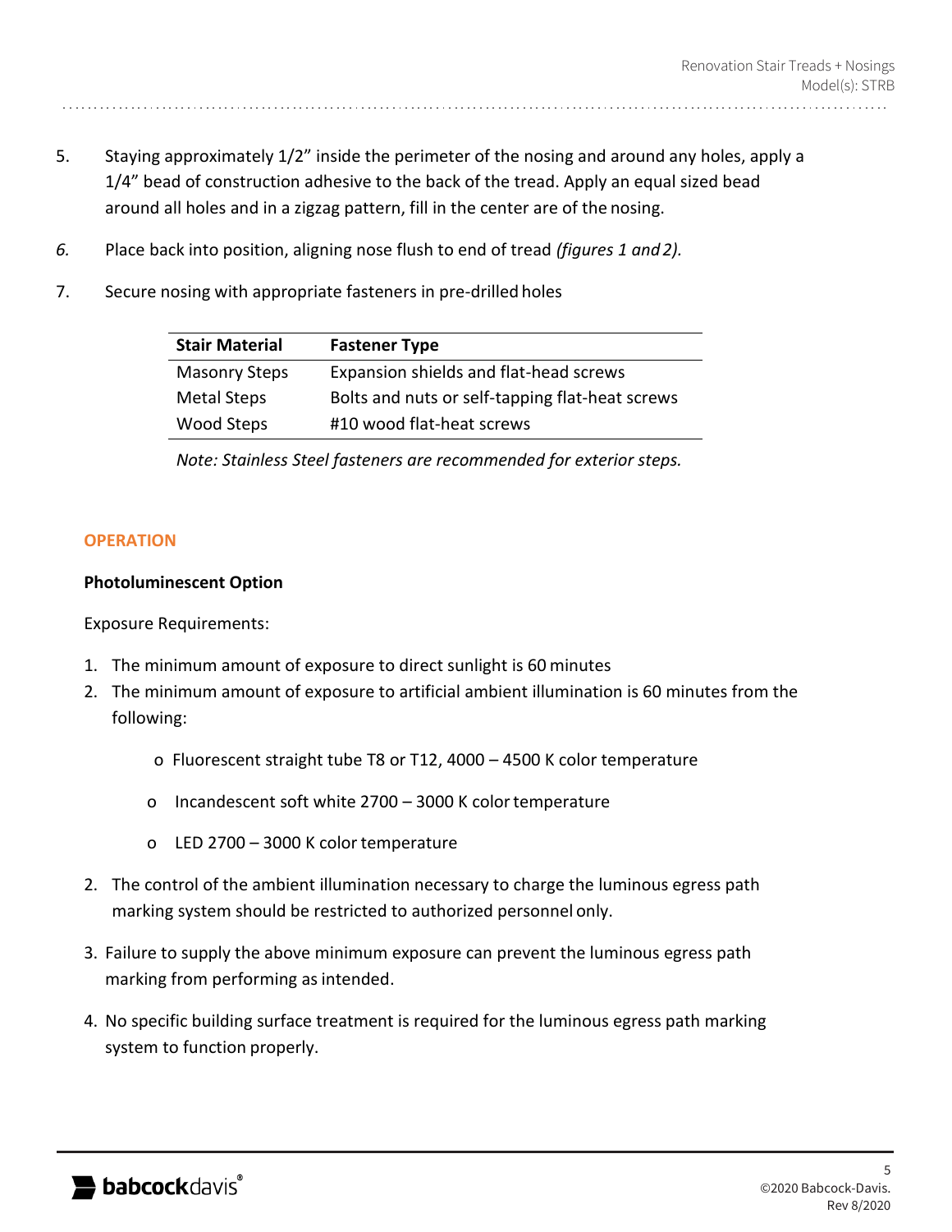5. Staying approximately 1/2" inside the perimeter of the nosing and around any holes, apply a 1/4" bead of construction adhesive to the back of the tread. Apply an equal sized bead around all holes and in a zigzag pattern, fill in the center are of the nosing.

6. Place back into position, aligning nose flush to end of tread *(figures 1 and 2).*

7. Secure nosing with appropriate fasteners in pre-drilled holes

| Stair Material | Fastener Type |
| --- | --- |
| Masonry Steps | Expansion shields and flat-head screws |
| Metal Steps | Bolts and nuts or self-tapping flat-heat screws |
| Wood Steps | #10 wood flat-heat screws |

*Note: Stainless Steel fasteners are recommended for exterior steps.*

## OPERATION

**Photoluminescent Option**

Exposure Requirements:

1. The minimum amount of exposure to direct sunlight is 60 minutes
2. The minimum amount of exposure to artificial ambient illumination is 60 minutes from the following:
   - Fluorescent straight tube T8 or T12, 4000 – 4500 K color temperature
   - Incandescent soft white 2700 – 3000 K color temperature
   - LED 2700 – 3000 K color temperature
2. The control of the ambient illumination necessary to charge the luminous egress path marking system should be restricted to authorized personnel only.
3. Failure to supply the above minimum exposure can prevent the luminous egress path marking from performing as intended.
4. No specific building surface treatment is required for the luminous egress path marking system to function properly.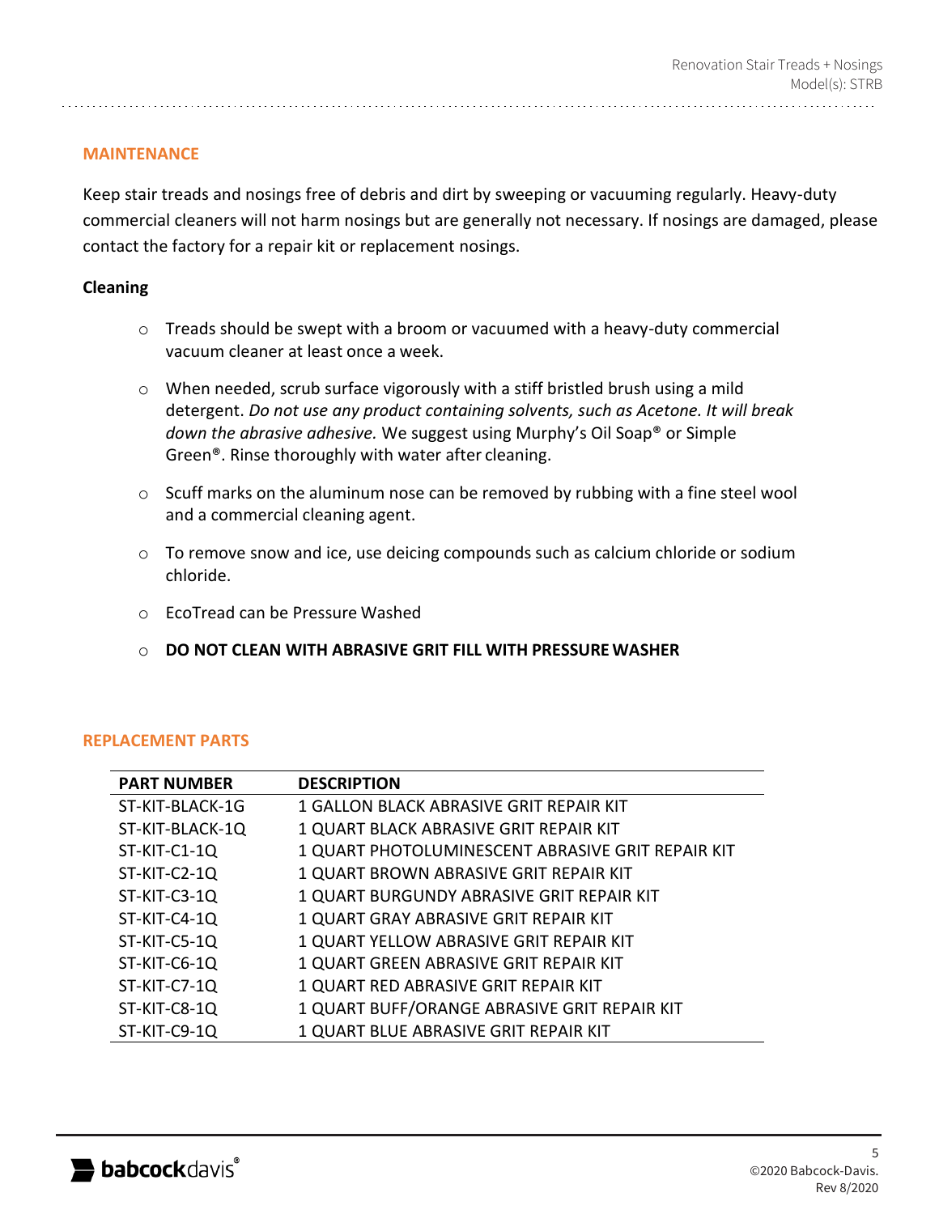## MAINTENANCE

Keep stair treads and nosings free of debris and dirt by sweeping or vacuuming regularly. Heavy-duty commercial cleaners will not harm nosings but are generally not necessary. If nosings are damaged, please contact the factory for a repair kit or replacement nosings.

### Cleaning

- Treads should be swept with a broom or vacuumed with a heavy-duty commercial vacuum cleaner at least once a week.
- When needed, scrub surface vigorously with a stiff bristled brush using a mild detergent. *Do not use any product containing solvents, such as Acetone. It will break down the abrasive adhesive.* We suggest using Murphy's Oil Soap® or Simple Green®. Rinse thoroughly with water after cleaning.
- Scuff marks on the aluminum nose can be removed by rubbing with a fine steel wool and a commercial cleaning agent.
- To remove snow and ice, use deicing compounds such as calcium chloride or sodium chloride.
- EcoTread can be Pressure Washed
- **DO NOT CLEAN WITH ABRASIVE GRIT FILL WITH PRESSURE WASHER**

## REPLACEMENT PARTS

| PART NUMBER | DESCRIPTION |
|---|---|
| ST-KIT-BLACK-1G | 1 GALLON BLACK ABRASIVE GRIT REPAIR KIT |
| ST-KIT-BLACK-1Q | 1 QUART BLACK ABRASIVE GRIT REPAIR KIT |
| ST-KIT-C1-1Q | 1 QUART PHOTOLUMINESCENT ABRASIVE GRIT REPAIR KIT |
| ST-KIT-C2-1Q | 1 QUART BROWN ABRASIVE GRIT REPAIR KIT |
| ST-KIT-C3-1Q | 1 QUART BURGUNDY ABRASIVE GRIT REPAIR KIT |
| ST-KIT-C4-1Q | 1 QUART GRAY ABRASIVE GRIT REPAIR KIT |
| ST-KIT-C5-1Q | 1 QUART YELLOW ABRASIVE GRIT REPAIR KIT |
| ST-KIT-C6-1Q | 1 QUART GREEN ABRASIVE GRIT REPAIR KIT |
| ST-KIT-C7-1Q | 1 QUART RED ABRASIVE GRIT REPAIR KIT |
| ST-KIT-C8-1Q | 1 QUART BUFF/ORANGE ABRASIVE GRIT REPAIR KIT |
| ST-KIT-C9-1Q | 1 QUART BLUE ABRASIVE GRIT REPAIR KIT |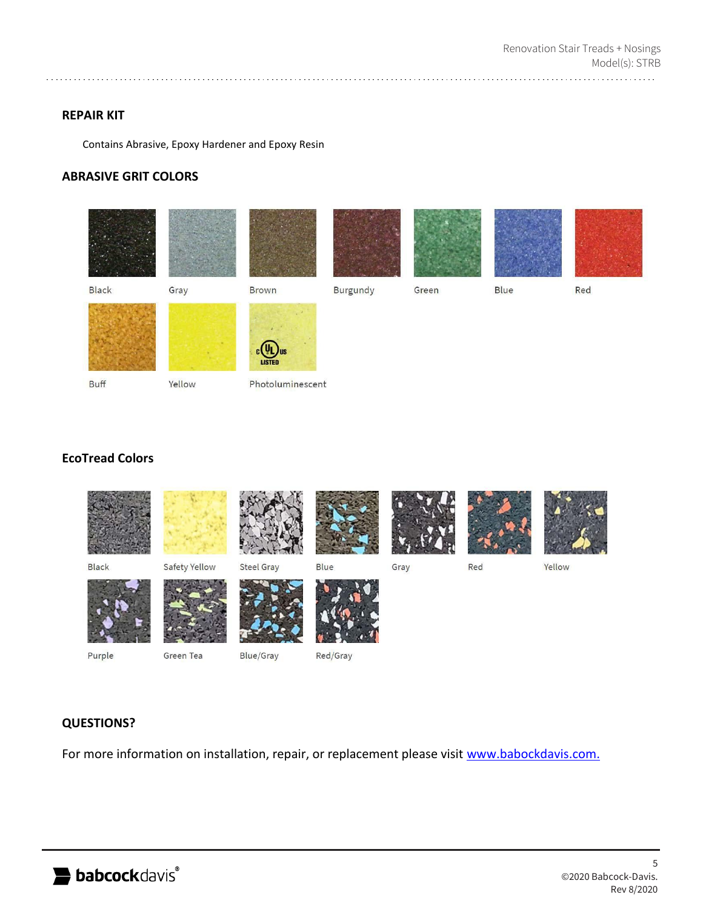## REPAIR KIT

Contains Abrasive, Epoxy Hardener and Epoxy Resin

## ABRASIVE GRIT COLORS

Black

Gray

Brown

Burgundy

Green

Blue

Red

Buff

Yellow

Photoluminescent

## EcoTread Colors

Black

Safety Yellow

Steel Gray

Blue

Gray

Red

Yellow

Purple

Green Tea

Blue/Gray

Red/Gray

## QUESTIONS?

For more information on installation, repair, or replacement please visit [www.babockdavis.com.](http://www.babockdavis.com)